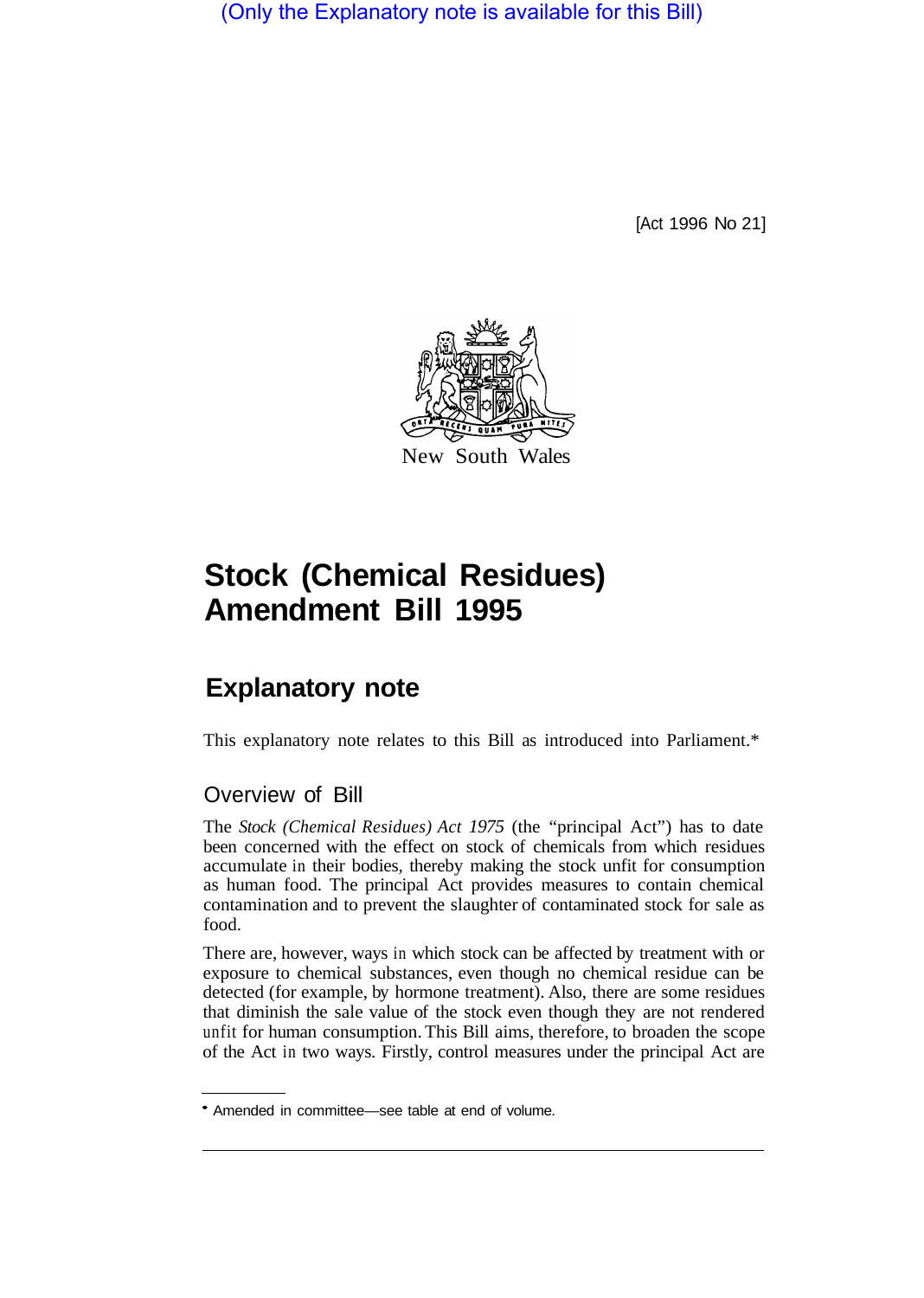(Only the Explanatory note is available for this Bill)

[Act 1996 No 21]

New South Wales

# Stock (Chemical Residues) Amendment Bill 1995

## Explanatory note

This explanatory note relates to this Bill as introduced into Parliament.*

### Overview of Bill

The *Stock (Chemical Residues) Act 1975* (the "principal Act") has to date been concerned with the effect on stock of chemicals from which residues accumulate in their bodies, thereby making the stock unfit for consumption as human food. The principal Act provides measures to contain chemical contamination and to prevent the slaughter of contaminated stock for sale as food.

There are, however, ways in which stock can be affected by treatment with or exposure to chemical substances, even though no chemical residue can be detected (for example, by hormone treatment). Also, there are some residues that diminish the sale value of the stock even though they are not rendered unfit for human consumption. This Bill aims, therefore, to broaden the scope of the Act in two ways. Firstly, control measures under the principal Act are

* Amended in committee—see table at end of volume.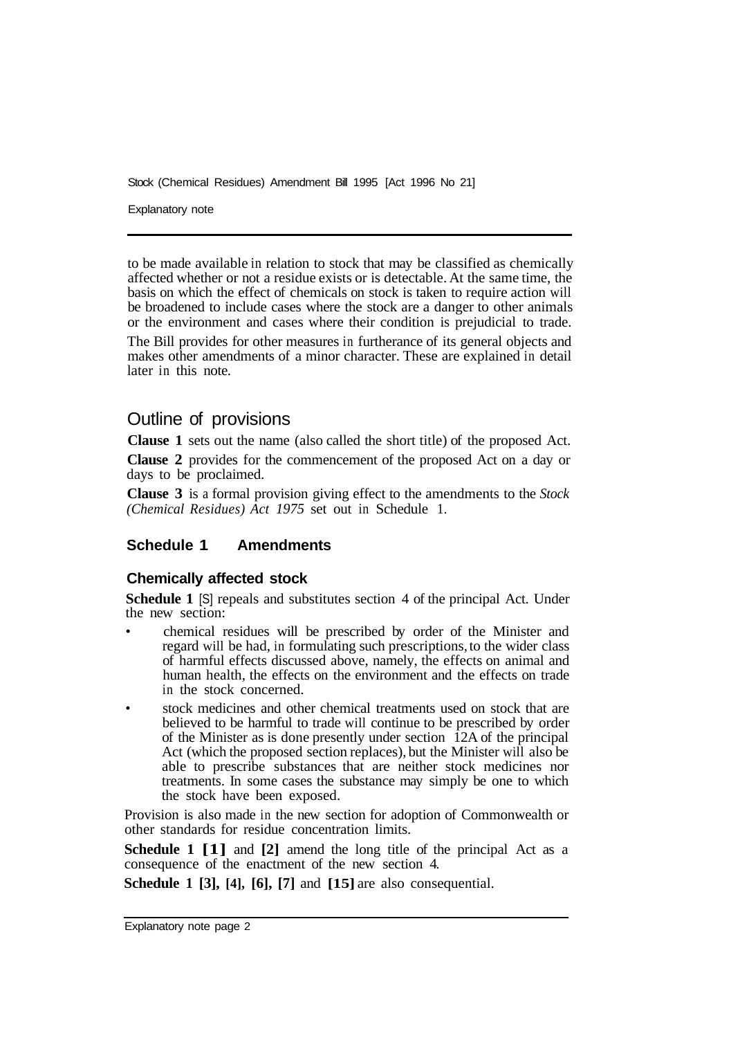to be made available in relation to stock that may be classified as chemically affected whether or not a residue exists or is detectable. At the same time, the basis on which the effect of chemicals on stock is taken to require action will be broadened to include cases where the stock are a danger to other animals or the environment and cases where their condition is prejudicial to trade.

The Bill provides for other measures in furtherance of its general objects and makes other amendments of a minor character. These are explained in detail later in this note.

## Outline of provisions

**Clause 1** sets out the name (also called the short title) of the proposed Act.

**Clause 2** provides for the commencement of the proposed Act on a day or days to be proclaimed.

**Clause 3** is a formal provision giving effect to the amendments to the *Stock (Chemical Residues) Act 1975* set out in Schedule 1.

### Schedule 1 Amendments

#### Chemically affected stock

**Schedule 1** [5] repeals and substitutes section 4 of the principal Act. Under the new section:

- chemical residues will be prescribed by order of the Minister and regard will be had, in formulating such prescriptions, to the wider class of harmful effects discussed above, namely, the effects on animal and human health, the effects on the environment and the effects on trade in the stock concerned.
- stock medicines and other chemical treatments used on stock that are believed to be harmful to trade will continue to be prescribed by order of the Minister as is done presently under section 12A of the principal Act (which the proposed section replaces), but the Minister will also be able to prescribe substances that are neither stock medicines nor treatments. In some cases the substance may simply be one to which the stock have been exposed.

Provision is also made in the new section for adoption of Commonwealth or other standards for residue concentration limits.

**Schedule 1 [1]** and **[2]** amend the long title of the principal Act as a consequence of the enactment of the new section 4.

**Schedule 1 [3], [4], [6], [7]** and **[15]** are also consequential.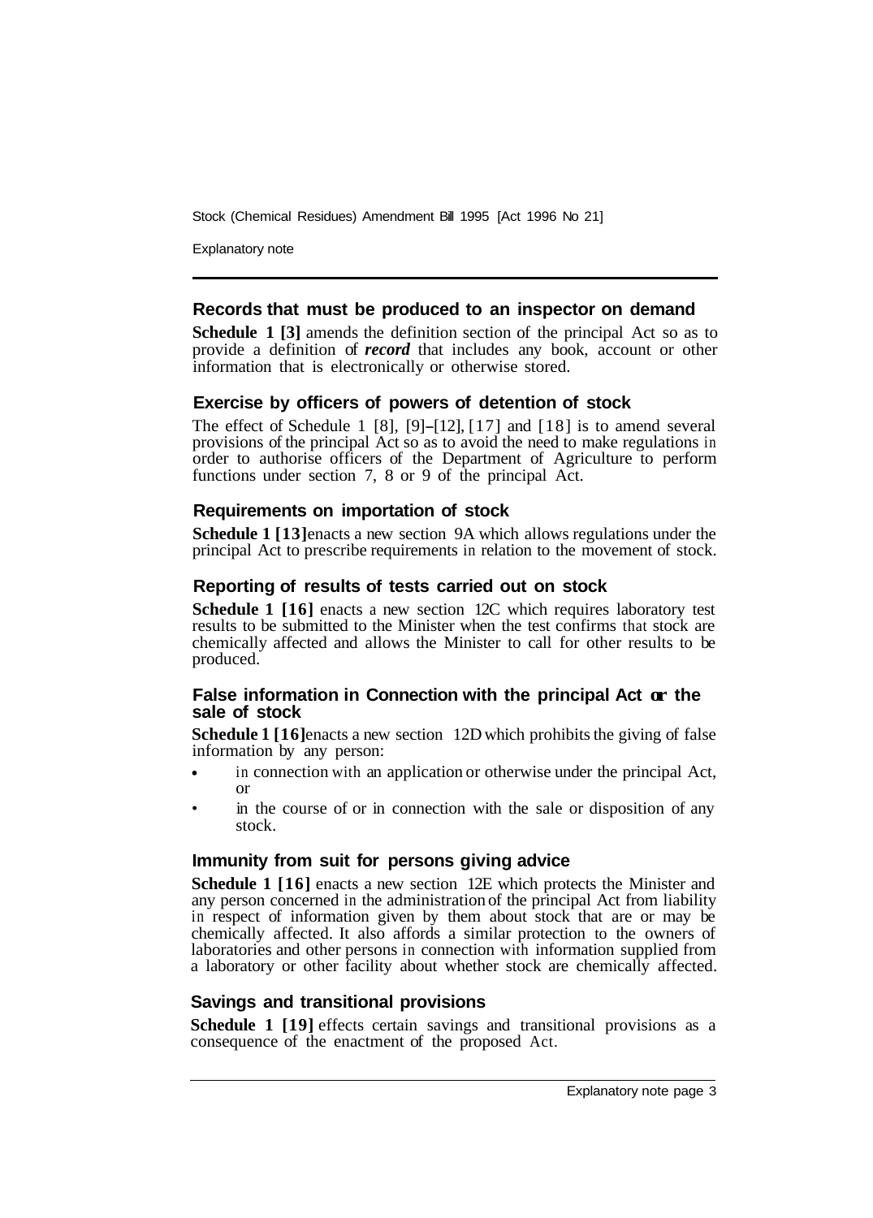## Records that must be produced to an inspector on demand

**Schedule 1 [3]** amends the definition section of the principal Act so as to provide a definition of ***record*** that includes any book, account or other information that is electronically or otherwise stored.

## Exercise by officers of powers of detention of stock

The effect of Schedule 1 [8], [9]–[12], [17] and [18] is to amend several provisions of the principal Act so as to avoid the need to make regulations in order to authorise officers of the Department of Agriculture to perform functions under section 7, 8 or 9 of the principal Act.

## Requirements on importation of stock

**Schedule 1 [13]** enacts a new section 9A which allows regulations under the principal Act to prescribe requirements in relation to the movement of stock.

## Reporting of results of tests carried out on stock

**Schedule 1 [16]** enacts a new section 12C which requires laboratory test results to be submitted to the Minister when the test confirms that stock are chemically affected and allows the Minister to call for other results to be produced.

## False information in Connection with the principal Act or the sale of stock

**Schedule 1 [16]** enacts a new section 12D which prohibits the giving of false information by any person:

- in connection with an application or otherwise under the principal Act, or
- in the course of or in connection with the sale or disposition of any stock.

## Immunity from suit for persons giving advice

**Schedule 1 [16]** enacts a new section 12E which protects the Minister and any person concerned in the administration of the principal Act from liability in respect of information given by them about stock that are or may be chemically affected. It also affords a similar protection to the owners of laboratories and other persons in connection with information supplied from a laboratory or other facility about whether stock are chemically affected.

## Savings and transitional provisions

**Schedule 1 [19]** effects certain savings and transitional provisions as a consequence of the enactment of the proposed Act.